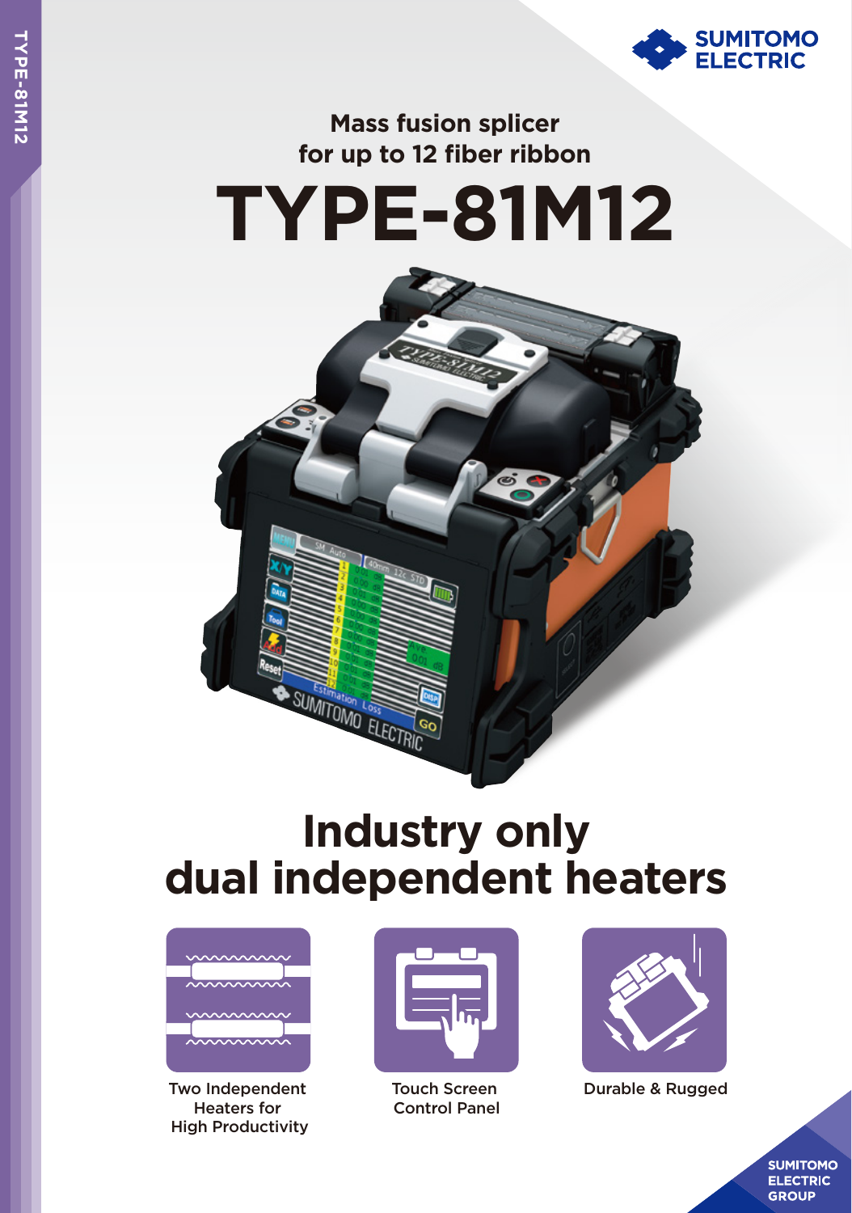Mass fusion splicer
for up to 12 fiber ribbon

# TYPE-81M12

## Industry only dual independent heaters

Two Independent Heaters for High Productivity

Touch Screen Control Panel

Durable & Rugged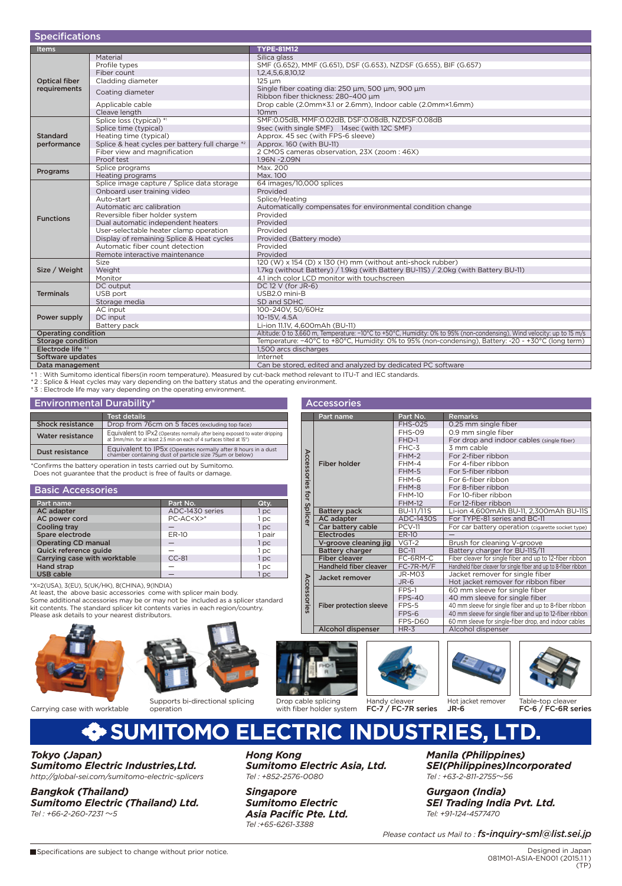## Specifications

| Items | | TYPE-81M12 |
|---|---|---|
| Optical fiber requirements | Material | Silica glass |
| | Profile types | SMF (G.652), MMF (G.651), DSF (G.653), NZDSF (G.655), BIF (G.657) |
| | Fiber count | 1,2,4,5,6,8,10,12 |
| | Cladding diameter | 125 µm |
| | Coating diameter | Single fiber coating dia: 250 µm, 500 µm, 900 µm<br>Ribbon fiber thickness: 280-400 µm |
| | Applicable cable | Drop cable (2.0mm×3.1 or 2.6mm), Indoor cable (2.0mm×1.6mm) |
| | Cleave length | 10mm |
| Standard performance | Splice loss (typical) *1 | SMF:0.05dB, MMF:0.02dB, DSF:0.08dB, NZDSF:0.08dB |
| | Splice time (typical) | 9sec (with single SMF) 14sec (with 12C SMF) |
| | Heating time (typical) | Approx. 45 sec (with FPS-6 sleeve) |
| | Splice & heat cycles per battery full charge *2 | Approx. 160 (with BU-11) |
| | Fiber view and magnification | 2 CMOS cameras observation, 23X (zoom : 46X) |
| | Proof test | 1.96N -2.09N |
| Programs | Splice programs | Max. 200 |
| | Heating programs | Max. 100 |
| Functions | Splice image capture / Splice data storage | 64 images/10,000 splices |
| | Onboard user training video | Provided |
| | Auto-start | Splice/Heating |
| | Automatic arc calibration | Automatically compensates for environmental condition change |
| | Reversible fiber holder system | Provided |
| | Dual automatic independent heaters | Provided |
| | User-selectable heater clamp operation | Provided |
| | Display of remaining Splice & Heat cycles | Provided (Battery mode) |
| | Automatic fiber count detection | Provided |
| | Remote interactive maintenance | Provided |
| Size / Weight | Size | 120 (W) x 154 (D) x 130 (H) mm (without anti-shock rubber) |
| | Weight | 1.7kg (without Battery) / 1.9kg (with Battery BU-11S) / 2.0kg (with Battery BU-11) |
| | Monitor | 4.1 inch color LCD monitor with touchscreen |
| Terminals | DC output | DC 12 V (for JR-6) |
| | USB port | USB2.0 mini-B |
| | Storage media | SD and SDHC |
| Power supply | AC input | 100-240V, 50/60Hz |
| | DC input | 10-15V, 4.5A |
| | Battery pack | Li-ion 11.1V, 4,600mAh (BU-11) |
| Operating condition | | Altitude: 0 to 3,660 m, Temperature: −10°C to +50°C, Humidity: 0% to 95% (non-condensing), Wind velocity: up to 15 m/s |
| Storage condition | | Temperature: −40°C to +80°C, Humidity: 0% to 95% (non-condensing), Battery: -20 - +30°C (long term) |
| Electrode life *3 | | 1,500 arcs discharges |
| Software updates | | Internet |
| Data management | | Can be stored, edited and analyzed by dedicated PC software |

*1 : With Sumitomo identical fibers(in room temperature). Measured by cut-back method relevant to ITU-T and IEC standards.
*2 : Splice & Heat cycles may vary depending on the battery status and the operating environment.
*3 : Electrode life may vary depending on the operating environment.

## Environmental Durability*

| | Test details |
|---|---|
| Shock resistance | Drop from 76cm on 5 faces (excluding top face) |
| Water resistance | Equivalent to IPx2 (Operates normally after being exposed to water dripping at 3mm/min. for at least 2.5 min on each of 4 surfaces tilted at 15°) |
| Dust resistance | Equivalent to IP5x (Operates normally after 8 hours in a dust chamber containing dust of particle size 75µm or below) |

*Confirms the battery operation in tests carried out by Sumitomo.
Does not guarantee that the product is free of faults or damage.

## Basic Accessories

| Part name | Part No. | Qty. |
|---|---|---|
| AC adapter | ADC-1430 series | 1 pc |
| AC power cord | PC-AC<X>* | 1 pc |
| Cooling tray | — | 1 pc |
| Spare electrode | ER-10 | 1 pair |
| Operating CD manual | — | 1 pc |
| Quick reference guide | — | 1 pc |
| Carrying case with worktable | CC-81 | 1 pc |
| Hand strap | — | 1 pc |
| USB cable | — | 1 pc |

*X=2(USA), 3(EU), 5(UK/HK), 8(CHINA), 9(INDIA)
At least, the above basic accessories come with splicer main body.
Some additional accessories may be or may not be included as a splicer standard kit contents. The standard splicer kit contents varies in each region/country.
Please ask details to your nearest distributors.

## Accessories

| | Part name | Part No. | Remarks |
|---|---|---|---|
| Accessories for Splicer | Fiber holder | FHS-025 | 0.25 mm single fiber |
| | | FHS-09 | 0.9 mm single fiber |
| | | FHD-1 | For drop and indoor cables (single fiber) |
| | | FHC-3 | 3 mm cable |
| | | FHM-2 | For 2-fiber ribbon |
| | | FHM-4 | For 4-fiber ribbon |
| | | FHM-5 | For 5-fiber ribbon |
| | | FHM-6 | For 6-fiber ribbon |
| | | FHM-8 | For 8-fiber ribbon |
| | | FHM-10 | For 10-fiber ribbon |
| | | FHM-12 | For 12-fiber ribbon |
| | Battery pack | BU-11/11S | Li-ion 4,600mAh BU-11, 2,300mAh BU-11S |
| | AC adapter | ADC-1430S | For TYPE-81 series and BC-11 |
| | Car battery cable | PCV-11 | For car battery operation (cigarette socket type) |
| | Electrodes | ER-10 | — |
| | V-groove cleaning jig | VGT-2 | Brush for cleaning V-groove |
| | Battery charger | BC-11 | Battery charger for BU-11S/11 |
| Accessories | Fiber cleaver | FC-6RM-C | Fiber cleaver for single fiber and up to 12-fiber ribbon |
| | Handheld fiber cleaver | FC-7R-M/F | Handheld fiber cleaver for single fiber and up to 8-fiber ribbon |
| | Jacket remover | JR-M03 | Jacket remover for single fiber |
| | | JR-6 | Hot jacket remover for ribbon fiber |
| | Fiber protection sleeve | FPS-1 | 60 mm sleeve for single fiber |
| | | FPS-40 | 40 mm sleeve for single fiber |
| | | FPS-5 | 40 mm sleeve for single fiber and up to 8-fiber ribbon |
| | | FPS-6 | 40 mm sleeve for single fiber and up to 12-fiber ribbon |
| | | FPS-D60 | 60 mm sleeve for single-fiber drop, and indoor cables |
| | Alcohol dispenser | HR-3 | Alcohol dispenser |

Carrying case with worktable

Supports bi-directional splicing operation

Drop cable splicing with fiber holder system

Handy cleaver **FC-7 / FC-7R series**

Hot jacket remover **JR-6**

Table-top cleaver **FC-6 / FC-6R series**

# SUMITOMO ELECTRIC INDUSTRIES, LTD.

***Tokyo (Japan)***
***Sumitomo Electric Industries,Ltd.***
*http://global-sei.com/sumitomo-electric-splicers*

***Bangkok (Thailand)***
***Sumitomo Electric (Thailand) Ltd.***
*Tel : +66-2-260-7231 ~5*

***Hong Kong***
***Sumitomo Electric Asia, Ltd.***
*Tel : +852-2576-0080*

***Singapore***
***Sumitomo Electric Asia Pacific Pte. Ltd.***
*Tel :+65-6261-3388*

***Manila (Philippines)***
***SEI(Philippines)Incorporated***
*Tel : +63-2-811-2755~56*

***Gurgaon (India)***
***SEI Trading India Pvt. Ltd.***
*Tel: +91-124-4577470*

*Please contact us Mail to :* ***fs-inquiry-sml@list.sei.jp***

Specifications are subject to change without prior notice.

Designed in Japan
081M01-ASIA-EN001 (2015.11)
(TP)